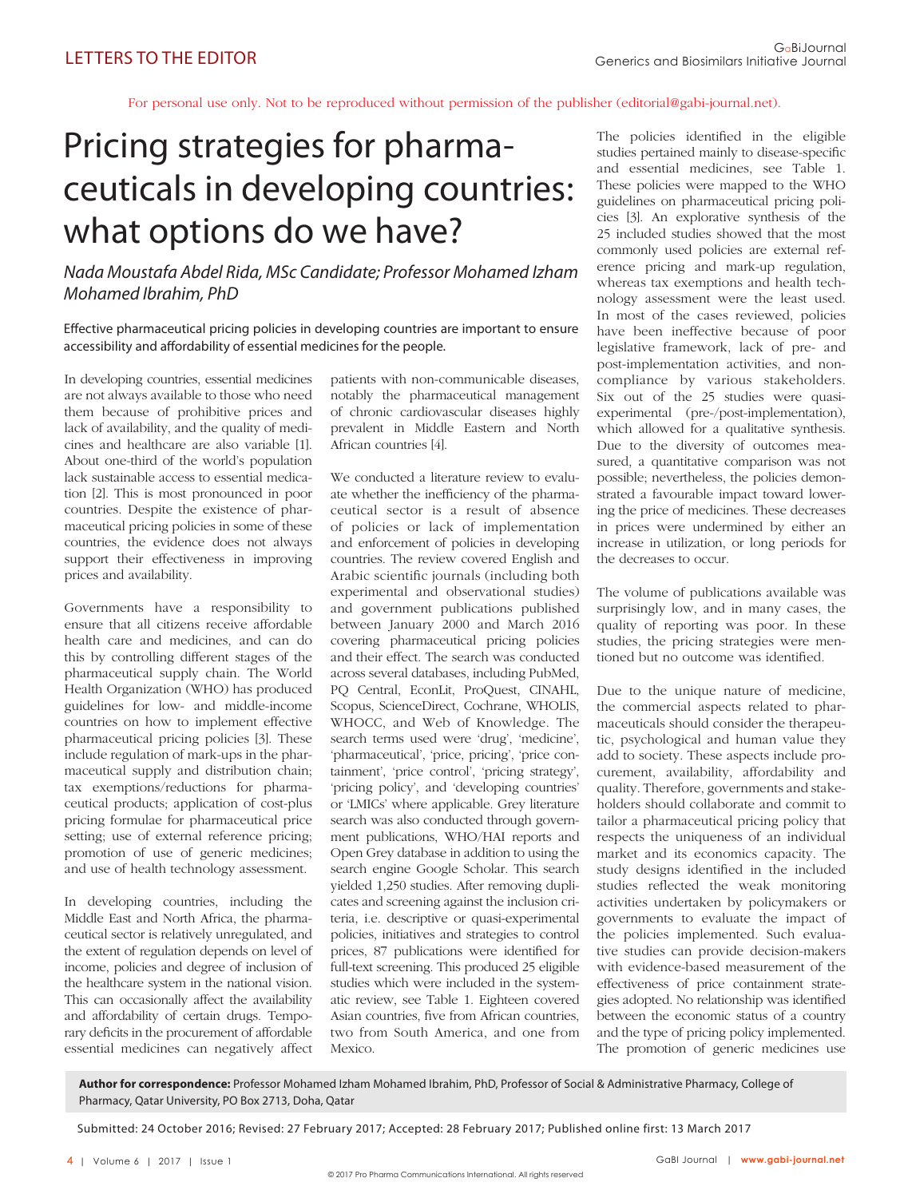LETTERS TO THE EDITOR

For personal use only. Not to be reproduced without permission of the publisher (editorial@gabi-journal.net).

# Pricing strategies for pharmaceuticals in developing countries: what options do we have?

*Nada Moustafa Abdel Rida, MSc Candidate; Professor Mohamed Izham Mohamed Ibrahim, PhD*

Effective pharmaceutical pricing policies in developing countries are important to ensure accessibility and affordability of essential medicines for the people.

In developing countries, essential medicines are not always available to those who need them because of prohibitive prices and lack of availability, and the quality of medicines and healthcare are also variable [1]. About one-third of the world's population lack sustainable access to essential medication [2]. This is most pronounced in poor countries. Despite the existence of pharmaceutical pricing policies in some of these countries, the evidence does not always support their effectiveness in improving prices and availability.

Governments have a responsibility to ensure that all citizens receive affordable health care and medicines, and can do this by controlling different stages of the pharmaceutical supply chain. The World Health Organization (WHO) has produced guidelines for low- and middle-income countries on how to implement effective pharmaceutical pricing policies [3]. These include regulation of mark-ups in the pharmaceutical supply and distribution chain; tax exemptions/reductions for pharmaceutical products; application of cost-plus pricing formulae for pharmaceutical price setting; use of external reference pricing; promotion of use of generic medicines; and use of health technology assessment.

In developing countries, including the Middle East and North Africa, the pharmaceutical sector is relatively unregulated, and the extent of regulation depends on level of income, policies and degree of inclusion of the healthcare system in the national vision. This can occasionally affect the availability and affordability of certain drugs. Temporary deficits in the procurement of affordable essential medicines can negatively affect patients with non-communicable diseases, notably the pharmaceutical management of chronic cardiovascular diseases highly prevalent in Middle Eastern and North African countries [4].

We conducted a literature review to evaluate whether the inefficiency of the pharmaceutical sector is a result of absence of policies or lack of implementation and enforcement of policies in developing countries. The review covered English and Arabic scientific journals (including both experimental and observational studies) and government publications published between January 2000 and March 2016 covering pharmaceutical pricing policies and their effect. The search was conducted across several databases, including PubMed, PQ Central, EconLit, ProQuest, CINAHL, Scopus, ScienceDirect, Cochrane, WHOLIS, WHOCC, and Web of Knowledge. The search terms used were 'drug', 'medicine', 'pharmaceutical', 'price, pricing', 'price containment', 'price control', 'pricing strategy', 'pricing policy', and 'developing countries' or 'LMICs' where applicable. Grey literature search was also conducted through government publications, WHO/HAI reports and Open Grey database in addition to using the search engine Google Scholar. This search yielded 1,250 studies. After removing duplicates and screening against the inclusion criteria, i.e. descriptive or quasi-experimental policies, initiatives and strategies to control prices, 87 publications were identified for full-text screening. This produced 25 eligible studies which were included in the systematic review, see Table 1. Eighteen covered Asian countries, five from African countries, two from South America, and one from Mexico.

The policies identified in the eligible studies pertained mainly to disease-specific and essential medicines, see Table 1. These policies were mapped to the WHO guidelines on pharmaceutical pricing policies [3]. An explorative synthesis of the 25 included studies showed that the most commonly used policies are external reference pricing and mark-up regulation, whereas tax exemptions and health technology assessment were the least used. In most of the cases reviewed, policies have been ineffective because of poor legislative framework, lack of pre- and post-implementation activities, and non-compliance by various stakeholders. Six out of the 25 studies were quasi-experimental (pre-/post-implementation), which allowed for a qualitative synthesis. Due to the diversity of outcomes measured, a quantitative comparison was not possible; nevertheless, the policies demonstrated a favourable impact toward lowering the price of medicines. These decreases in prices were undermined by either an increase in utilization, or long periods for the decreases to occur.

The volume of publications available was surprisingly low, and in many cases, the quality of reporting was poor. In these studies, the pricing strategies were mentioned but no outcome was identified.

Due to the unique nature of medicine, the commercial aspects related to pharmaceuticals should consider the therapeutic, psychological and human value they add to society. These aspects include procurement, availability, affordability and quality. Therefore, governments and stakeholders should collaborate and commit to tailor a pharmaceutical pricing policy that respects the uniqueness of an individual market and its economics capacity. The study designs identified in the included studies reflected the weak monitoring activities undertaken by policymakers or governments to evaluate the impact of the policies implemented. Such evaluative studies can provide decision-makers with evidence-based measurement of the effectiveness of price containment strategies adopted. No relationship was identified between the economic status of a country and the type of pricing policy implemented. The promotion of generic medicines use

**Author for correspondence:** Professor Mohamed Izham Mohamed Ibrahim, PhD, Professor of Social & Administrative Pharmacy, College of Pharmacy, Qatar University, PO Box 2713, Doha, Qatar

Submitted: 24 October 2016; Revised: 27 February 2017; Accepted: 28 February 2017; Published online first: 13 March 2017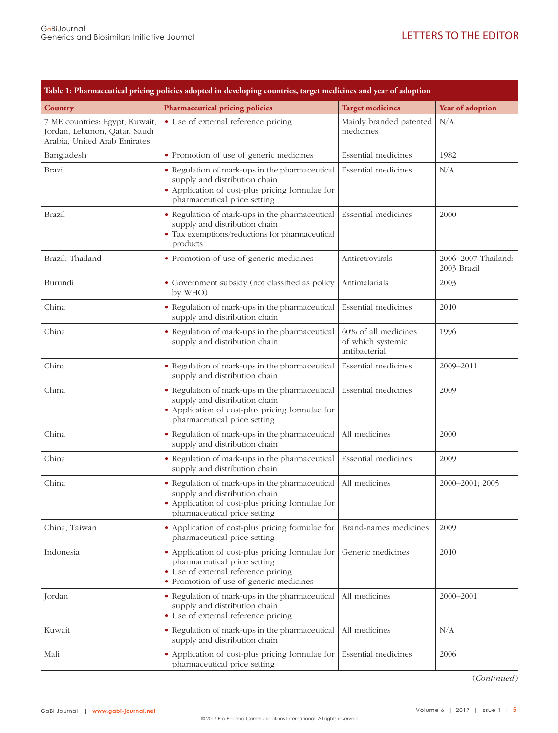**Table 1: Pharmaceutical pricing policies adopted in developing countries, target medicines and year of adoption**

| Country | Pharmaceutical pricing policies | Target medicines | Year of adoption |
|---|---|---|---|
| 7 ME countries: Egypt, Kuwait, Jordan, Lebanon, Qatar, Saudi Arabia, United Arab Emirates | • Use of external reference pricing | Mainly branded patented medicines | N/A |
| Bangladesh | • Promotion of use of generic medicines | Essential medicines | 1982 |
| Brazil | • Regulation of mark-ups in the pharmaceutical supply and distribution chain<br>• Application of cost-plus pricing formulae for pharmaceutical price setting | Essential medicines | N/A |
| Brazil | • Regulation of mark-ups in the pharmaceutical supply and distribution chain<br>• Tax exemptions/reductions for pharmaceutical products | Essential medicines | 2000 |
| Brazil, Thailand | • Promotion of use of generic medicines | Antiretrovirals | 2006–2007 Thailand; 2003 Brazil |
| Burundi | • Government subsidy (not classified as policy by WHO) | Antimalarials | 2003 |
| China | • Regulation of mark-ups in the pharmaceutical supply and distribution chain | Essential medicines | 2010 |
| China | • Regulation of mark-ups in the pharmaceutical supply and distribution chain | 60% of all medicines of which systemic antibacterial | 1996 |
| China | • Regulation of mark-ups in the pharmaceutical supply and distribution chain | Essential medicines | 2009–2011 |
| China | • Regulation of mark-ups in the pharmaceutical supply and distribution chain<br>• Application of cost-plus pricing formulae for pharmaceutical price setting | Essential medicines | 2009 |
| China | • Regulation of mark-ups in the pharmaceutical supply and distribution chain | All medicines | 2000 |
| China | • Regulation of mark-ups in the pharmaceutical supply and distribution chain | Essential medicines | 2009 |
| China | • Regulation of mark-ups in the pharmaceutical supply and distribution chain<br>• Application of cost-plus pricing formulae for pharmaceutical price setting | All medicines | 2000–2001; 2005 |
| China, Taiwan | • Application of cost-plus pricing formulae for pharmaceutical price setting | Brand-names medicines | 2009 |
| Indonesia | • Application of cost-plus pricing formulae for pharmaceutical price setting<br>• Use of external reference pricing<br>• Promotion of use of generic medicines | Generic medicines | 2010 |
| Jordan | • Regulation of mark-ups in the pharmaceutical supply and distribution chain<br>• Use of external reference pricing | All medicines | 2000–2001 |
| Kuwait | • Regulation of mark-ups in the pharmaceutical supply and distribution chain | All medicines | N/A |
| Mali | • Application of cost-plus pricing formulae for pharmaceutical price setting | Essential medicines | 2006 |

(*Continued*)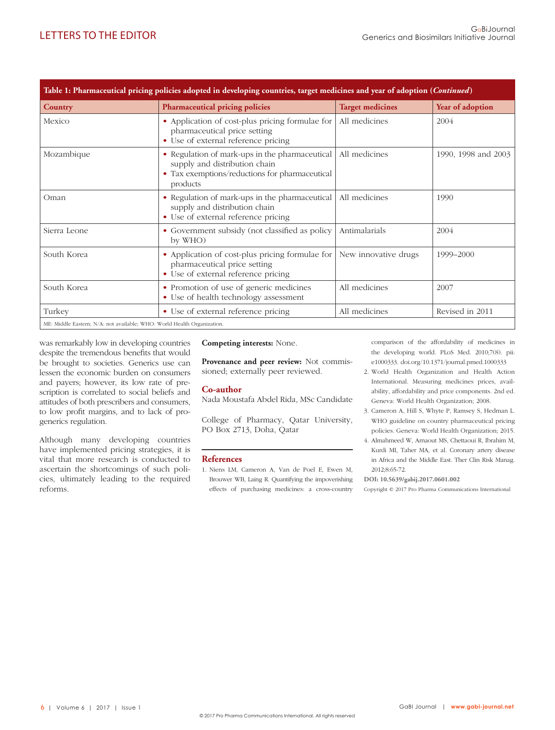**Table 1: Pharmaceutical pricing policies adopted in developing countries, target medicines and year of adoption (*Continued*)**

| Country | Pharmaceutical pricing policies | Target medicines | Year of adoption |
|---|---|---|---|
| Mexico | • Application of cost-plus pricing formulae for pharmaceutical price setting<br>• Use of external reference pricing | All medicines | 2004 |
| Mozambique | • Regulation of mark-ups in the pharmaceutical supply and distribution chain<br>• Tax exemptions/reductions for pharmaceutical products | All medicines | 1990, 1998 and 2003 |
| Oman | • Regulation of mark-ups in the pharmaceutical supply and distribution chain<br>• Use of external reference pricing | All medicines | 1990 |
| Sierra Leone | • Government subsidy (not classified as policy by WHO) | Antimalarials | 2004 |
| South Korea | • Application of cost-plus pricing formulae for pharmaceutical price setting<br>• Use of external reference pricing | New innovative drugs | 1999–2000 |
| South Korea | • Promotion of use of generic medicines<br>• Use of health technology assessment | All medicines | 2007 |
| Turkey | • Use of external reference pricing | All medicines | Revised in 2011 |

ME: Middle Eastern; N/A: not available; WHO: World Health Organization.

was remarkably low in developing countries despite the tremendous benefits that would be brought to societies. Generics use can lessen the economic burden on consumers and payers; however, its low rate of prescription is correlated to social beliefs and attitudes of both prescribers and consumers, to low profit margins, and to lack of pro-generics regulation.

Although many developing countries have implemented pricing strategies, it is vital that more research is conducted to ascertain the shortcomings of such policies, ultimately leading to the required reforms.

**Competing interests:** None.

**Provenance and peer review:** Not commissioned; externally peer reviewed.

## Co-author

Nada Moustafa Abdel Rida, MSc Candidate

College of Pharmacy, Qatar University, PO Box 2713, Doha, Qatar

## References

1. Niens LM, Cameron A, Van de Poel E, Ewen M, Brouwer WB, Laing R. Quantifying the impoverishing effects of purchasing medicines: a cross-country comparison of the affordability of medicines in the developing world. PLoS Med. 2010;7(8). pii: e1000333. doi.org/10.1371/journal.pmed.1000333
2. World Health Organization and Health Action International. Measuring medicines prices, availability, affordability and price components. 2nd ed. Geneva: World Health Organization; 2008.
3. Cameron A, Hill S, Whyte P, Ramsey S, Hedman L. WHO guideline on country pharmaceutical pricing policies. Geneva: World Health Organization; 2015.
4. Almahmeed W, Arnaout MS, Chettaoui R, Ibrahim M, Kurdi MI, Taher MA, et al. Coronary artery disease in Africa and the Middle East. Ther Clin Risk Manag. 2012;8:65-72.

**DOI: 10.5639/gabij.2017.0601.002**

Copyright © 2017 Pro Pharma Communications International